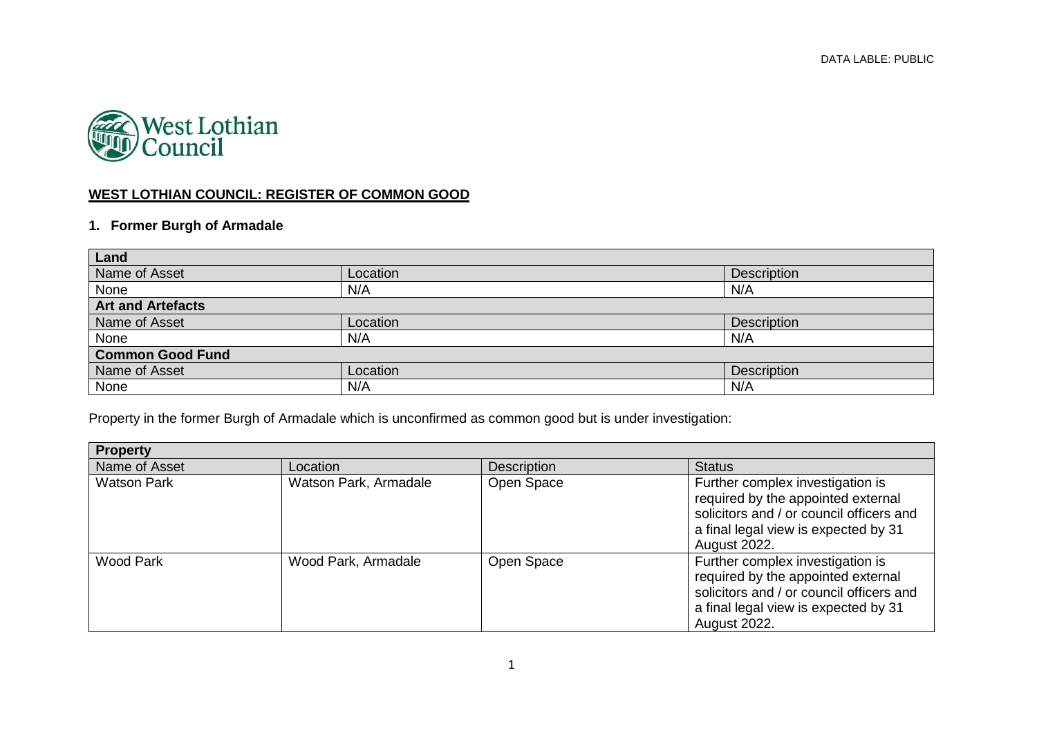DATA LABLE: PUBLIC

West Lothian Council

# WEST LOTHIAN COUNCIL: REGISTER OF COMMON GOOD

## 1. Former Burgh of Armadale

| **Land** | | |
|---|---|---|
| Name of Asset | Location | Description |
| None | N/A | N/A |
| **Art and Artefacts** | | |
| Name of Asset | Location | Description |
| None | N/A | N/A |
| **Common Good Fund** | | |
| Name of Asset | Location | Description |
| None | N/A | N/A |

Property in the former Burgh of Armadale which is unconfirmed as common good but is under investigation:

| **Property** | | | |
|---|---|---|---|
| Name of Asset | Location | Description | Status |
| Watson Park | Watson Park, Armadale | Open Space | Further complex investigation is required by the appointed external solicitors and / or council officers and a final legal view is expected by 31 August 2022. |
| Wood Park | Wood Park, Armadale | Open Space | Further complex investigation is required by the appointed external solicitors and / or council officers and a final legal view is expected by 31 August 2022. |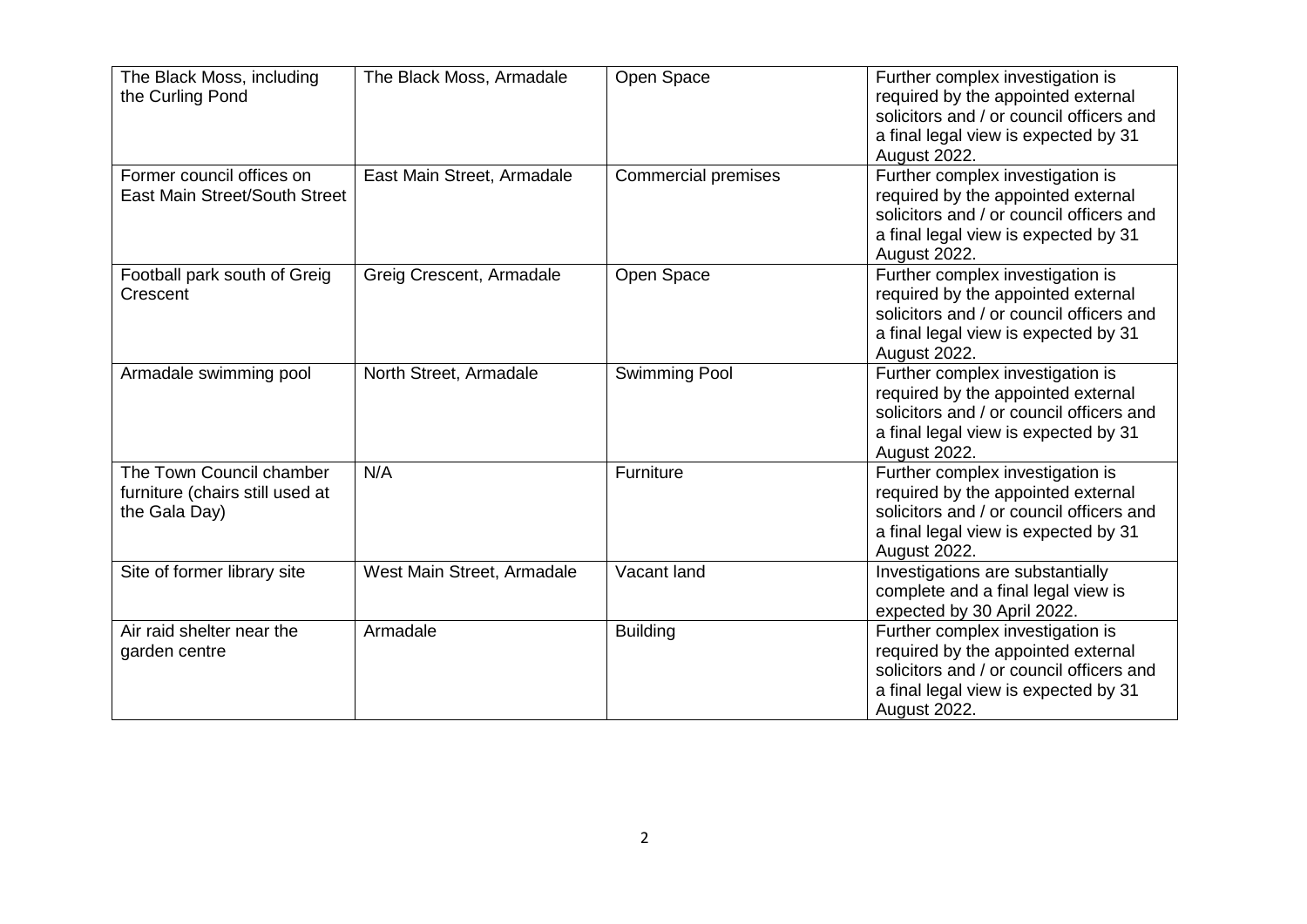| The Black Moss, including the Curling Pond | The Black Moss, Armadale | Open Space | Further complex investigation is required by the appointed external solicitors and / or council officers and a final legal view is expected by 31 August 2022. |
|---|---|---|---|
| Former council offices on East Main Street/South Street | East Main Street, Armadale | Commercial premises | Further complex investigation is required by the appointed external solicitors and / or council officers and a final legal view is expected by 31 August 2022. |
| Football park south of Greig Crescent | Greig Crescent, Armadale | Open Space | Further complex investigation is required by the appointed external solicitors and / or council officers and a final legal view is expected by 31 August 2022. |
| Armadale swimming pool | North Street, Armadale | Swimming Pool | Further complex investigation is required by the appointed external solicitors and / or council officers and a final legal view is expected by 31 August 2022. |
| The Town Council chamber furniture (chairs still used at the Gala Day) | N/A | Furniture | Further complex investigation is required by the appointed external solicitors and / or council officers and a final legal view is expected by 31 August 2022. |
| Site of former library site | West Main Street, Armadale | Vacant land | Investigations are substantially complete and a final legal view is expected by 30 April 2022. |
| Air raid shelter near the garden centre | Armadale | Building | Further complex investigation is required by the appointed external solicitors and / or council officers and a final legal view is expected by 31 August 2022. |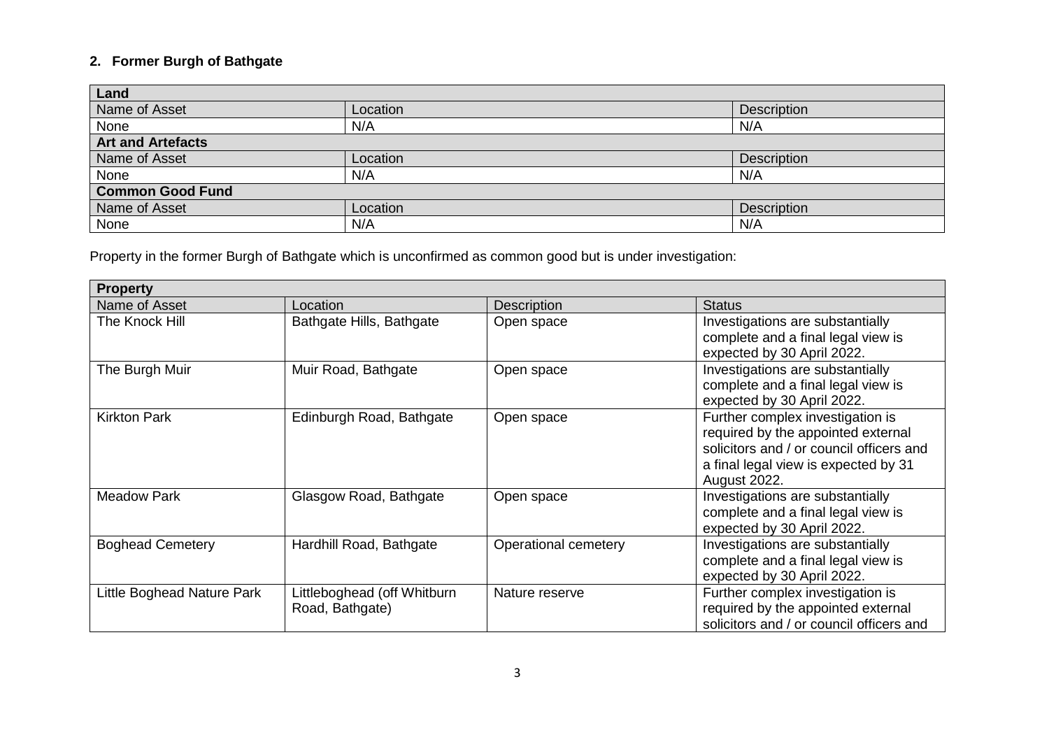## 2. Former Burgh of Bathgate

| **Land** | | |
|---|---|---|
| Name of Asset | Location | Description |
| None | N/A | N/A |
| **Art and Artefacts** | | |
| Name of Asset | Location | Description |
| None | N/A | N/A |
| **Common Good Fund** | | |
| Name of Asset | Location | Description |
| None | N/A | N/A |

Property in the former Burgh of Bathgate which is unconfirmed as common good but is under investigation:

| **Property** | | | |
|---|---|---|---|
| Name of Asset | Location | Description | Status |
| The Knock Hill | Bathgate Hills, Bathgate | Open space | Investigations are substantially complete and a final legal view is expected by 30 April 2022. |
| The Burgh Muir | Muir Road, Bathgate | Open space | Investigations are substantially complete and a final legal view is expected by 30 April 2022. |
| Kirkton Park | Edinburgh Road, Bathgate | Open space | Further complex investigation is required by the appointed external solicitors and / or council officers and a final legal view is expected by 31 August 2022. |
| Meadow Park | Glasgow Road, Bathgate | Open space | Investigations are substantially complete and a final legal view is expected by 30 April 2022. |
| Boghead Cemetery | Hardhill Road, Bathgate | Operational cemetery | Investigations are substantially complete and a final legal view is expected by 30 April 2022. |
| Little Boghead Nature Park | Littleboghead (off Whitburn Road, Bathgate) | Nature reserve | Further complex investigation is required by the appointed external solicitors and / or council officers and |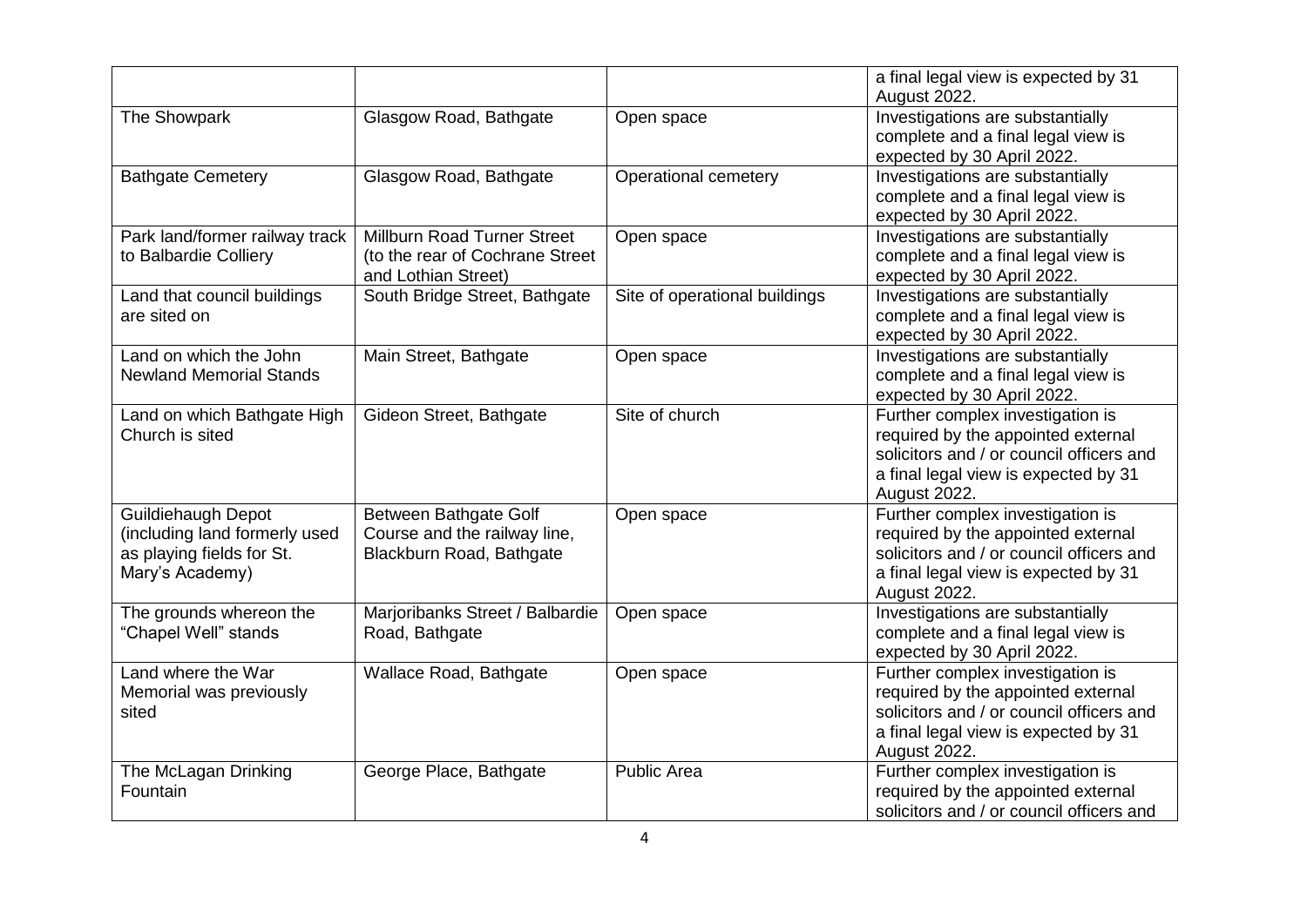| | | | a final legal view is expected by 31 August 2022. |
|---|---|---|---|
| The Showpark | Glasgow Road, Bathgate | Open space | Investigations are substantially complete and a final legal view is expected by 30 April 2022. |
| Bathgate Cemetery | Glasgow Road, Bathgate | Operational cemetery | Investigations are substantially complete and a final legal view is expected by 30 April 2022. |
| Park land/former railway track to Balbardie Colliery | Millburn Road Turner Street (to the rear of Cochrane Street and Lothian Street) | Open space | Investigations are substantially complete and a final legal view is expected by 30 April 2022. |
| Land that council buildings are sited on | South Bridge Street, Bathgate | Site of operational buildings | Investigations are substantially complete and a final legal view is expected by 30 April 2022. |
| Land on which the John Newland Memorial Stands | Main Street, Bathgate | Open space | Investigations are substantially complete and a final legal view is expected by 30 April 2022. |
| Land on which Bathgate High Church is sited | Gideon Street, Bathgate | Site of church | Further complex investigation is required by the appointed external solicitors and / or council officers and a final legal view is expected by 31 August 2022. |
| Guildiehaugh Depot (including land formerly used as playing fields for St. Mary's Academy) | Between Bathgate Golf Course and the railway line, Blackburn Road, Bathgate | Open space | Further complex investigation is required by the appointed external solicitors and / or council officers and a final legal view is expected by 31 August 2022. |
| The grounds whereon the "Chapel Well" stands | Marjoribanks Street / Balbardie Road, Bathgate | Open space | Investigations are substantially complete and a final legal view is expected by 30 April 2022. |
| Land where the War Memorial was previously sited | Wallace Road, Bathgate | Open space | Further complex investigation is required by the appointed external solicitors and / or council officers and a final legal view is expected by 31 August 2022. |
| The McLagan Drinking Fountain | George Place, Bathgate | Public Area | Further complex investigation is required by the appointed external solicitors and / or council officers and |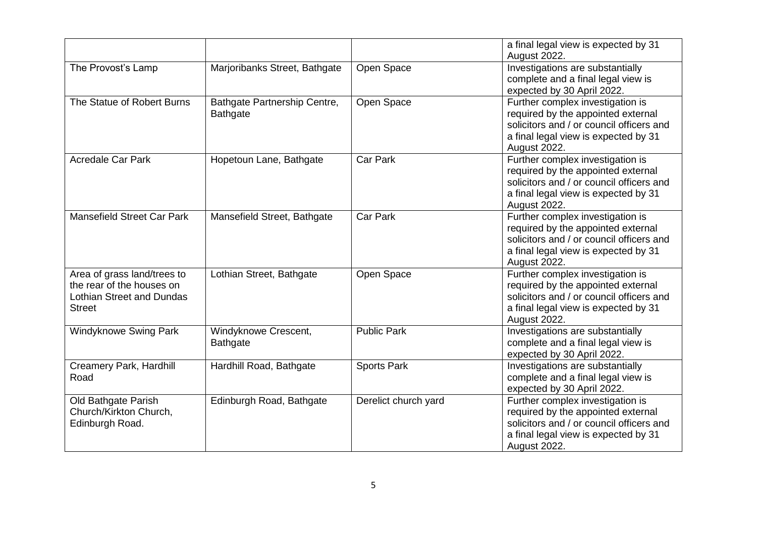| | | | |
|---|---|---|---|
| | | | a final legal view is expected by 31 August 2022. |
| The Provost's Lamp | Marjoribanks Street, Bathgate | Open Space | Investigations are substantially complete and a final legal view is expected by 30 April 2022. |
| The Statue of Robert Burns | Bathgate Partnership Centre, Bathgate | Open Space | Further complex investigation is required by the appointed external solicitors and / or council officers and a final legal view is expected by 31 August 2022. |
| Acredale Car Park | Hopetoun Lane, Bathgate | Car Park | Further complex investigation is required by the appointed external solicitors and / or council officers and a final legal view is expected by 31 August 2022. |
| Mansefield Street Car Park | Mansefield Street, Bathgate | Car Park | Further complex investigation is required by the appointed external solicitors and / or council officers and a final legal view is expected by 31 August 2022. |
| Area of grass land/trees to the rear of the houses on Lothian Street and Dundas Street | Lothian Street, Bathgate | Open Space | Further complex investigation is required by the appointed external solicitors and / or council officers and a final legal view is expected by 31 August 2022. |
| Windyknowe Swing Park | Windyknowe Crescent, Bathgate | Public Park | Investigations are substantially complete and a final legal view is expected by 30 April 2022. |
| Creamery Park, Hardhill Road | Hardhill Road, Bathgate | Sports Park | Investigations are substantially complete and a final legal view is expected by 30 April 2022. |
| Old Bathgate Parish Church/Kirkton Church, Edinburgh Road. | Edinburgh Road, Bathgate | Derelict church yard | Further complex investigation is required by the appointed external solicitors and / or council officers and a final legal view is expected by 31 August 2022. |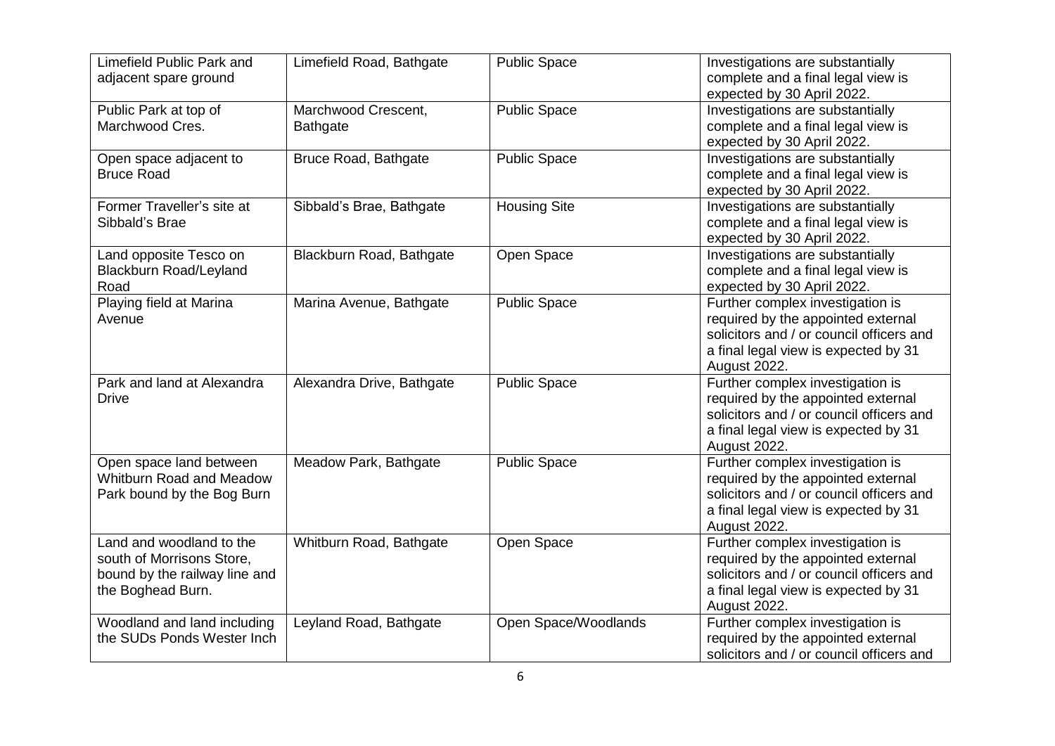| Limefield Public Park and adjacent spare ground | Limefield Road, Bathgate | Public Space | Investigations are substantially complete and a final legal view is expected by 30 April 2022. |
|---|---|---|---|
| Public Park at top of Marchwood Cres. | Marchwood Crescent, Bathgate | Public Space | Investigations are substantially complete and a final legal view is expected by 30 April 2022. |
| Open space adjacent to Bruce Road | Bruce Road, Bathgate | Public Space | Investigations are substantially complete and a final legal view is expected by 30 April 2022. |
| Former Traveller's site at Sibbald's Brae | Sibbald's Brae, Bathgate | Housing Site | Investigations are substantially complete and a final legal view is expected by 30 April 2022. |
| Land opposite Tesco on Blackburn Road/Leyland Road | Blackburn Road, Bathgate | Open Space | Investigations are substantially complete and a final legal view is expected by 30 April 2022. |
| Playing field at Marina Avenue | Marina Avenue, Bathgate | Public Space | Further complex investigation is required by the appointed external solicitors and / or council officers and a final legal view is expected by 31 August 2022. |
| Park and land at Alexandra Drive | Alexandra Drive, Bathgate | Public Space | Further complex investigation is required by the appointed external solicitors and / or council officers and a final legal view is expected by 31 August 2022. |
| Open space land between Whitburn Road and Meadow Park bound by the Bog Burn | Meadow Park, Bathgate | Public Space | Further complex investigation is required by the appointed external solicitors and / or council officers and a final legal view is expected by 31 August 2022. |
| Land and woodland to the south of Morrisons Store, bound by the railway line and the Boghead Burn. | Whitburn Road, Bathgate | Open Space | Further complex investigation is required by the appointed external solicitors and / or council officers and a final legal view is expected by 31 August 2022. |
| Woodland and land including the SUDs Ponds Wester Inch | Leyland Road, Bathgate | Open Space/Woodlands | Further complex investigation is required by the appointed external solicitors and / or council officers and |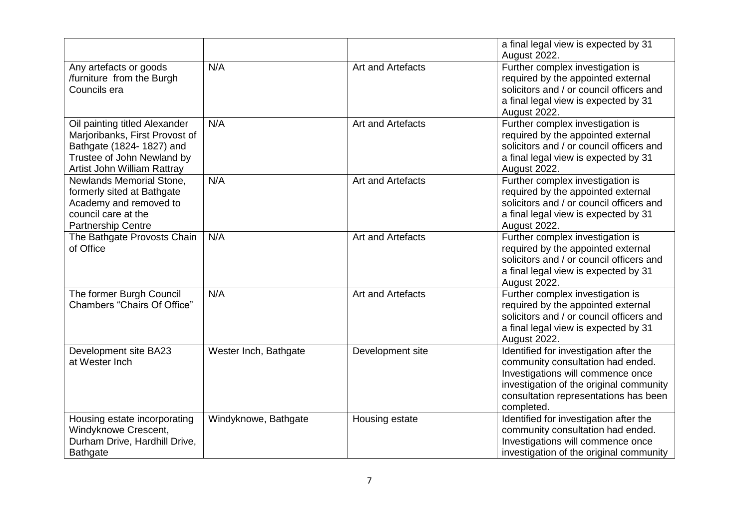| | | | |
|---|---|---|---|
| | | | a final legal view is expected by 31 August 2022. |
| Any artefacts or goods /furniture from the Burgh Councils era | N/A | Art and Artefacts | Further complex investigation is required by the appointed external solicitors and / or council officers and a final legal view is expected by 31 August 2022. |
| Oil painting titled Alexander Marjoribanks, First Provost of Bathgate (1824- 1827) and Trustee of John Newland by Artist John William Rattray | N/A | Art and Artefacts | Further complex investigation is required by the appointed external solicitors and / or council officers and a final legal view is expected by 31 August 2022. |
| Newlands Memorial Stone, formerly sited at Bathgate Academy and removed to council care at the Partnership Centre | N/A | Art and Artefacts | Further complex investigation is required by the appointed external solicitors and / or council officers and a final legal view is expected by 31 August 2022. |
| The Bathgate Provosts Chain of Office | N/A | Art and Artefacts | Further complex investigation is required by the appointed external solicitors and / or council officers and a final legal view is expected by 31 August 2022. |
| The former Burgh Council Chambers "Chairs Of Office" | N/A | Art and Artefacts | Further complex investigation is required by the appointed external solicitors and / or council officers and a final legal view is expected by 31 August 2022. |
| Development site BA23 at Wester Inch | Wester Inch, Bathgate | Development site | Identified for investigation after the community consultation had ended. Investigations will commence once investigation of the original community consultation representations has been completed. |
| Housing estate incorporating Windyknowe Crescent, Durham Drive, Hardhill Drive, Bathgate | Windyknowe, Bathgate | Housing estate | Identified for investigation after the community consultation had ended. Investigations will commence once investigation of the original community |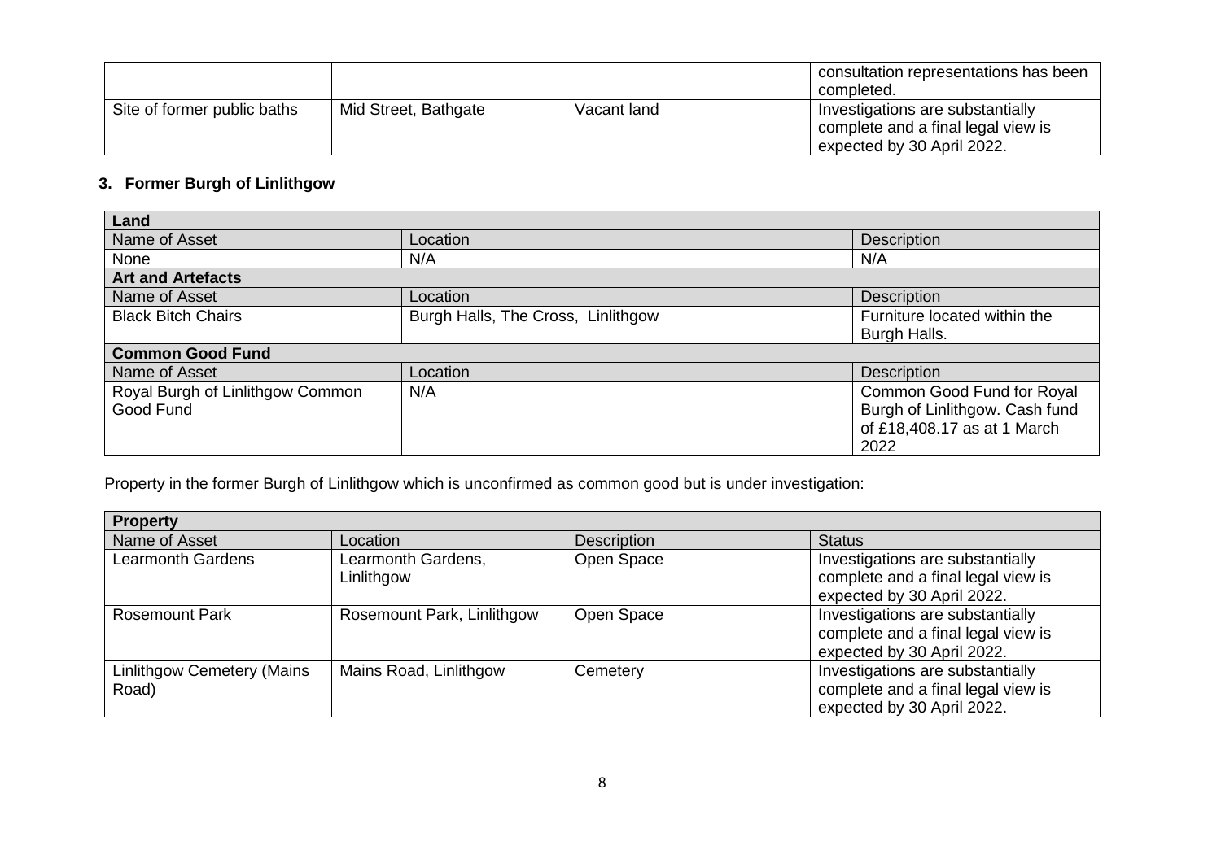| | | | consultation representations has been completed. |
|---|---|---|---|
| Site of former public baths | Mid Street, Bathgate | Vacant land | Investigations are substantially complete and a final legal view is expected by 30 April 2022. |

### 3. Former Burgh of Linlithgow

| **Land** | | |
|---|---|---|
| Name of Asset | Location | Description |
| None | N/A | N/A |
| **Art and Artefacts** | | |
| Name of Asset | Location | Description |
| Black Bitch Chairs | Burgh Halls, The Cross, Linlithgow | Furniture located within the Burgh Halls. |
| **Common Good Fund** | | |
| Name of Asset | Location | Description |
| Royal Burgh of Linlithgow Common Good Fund | N/A | Common Good Fund for Royal Burgh of Linlithgow. Cash fund of £18,408.17 as at 1 March 2022 |

Property in the former Burgh of Linlithgow which is unconfirmed as common good but is under investigation:

| **Property** | | | |
|---|---|---|---|
| Name of Asset | Location | Description | Status |
| Learmonth Gardens | Learmonth Gardens, Linlithgow | Open Space | Investigations are substantially complete and a final legal view is expected by 30 April 2022. |
| Rosemount Park | Rosemount Park, Linlithgow | Open Space | Investigations are substantially complete and a final legal view is expected by 30 April 2022. |
| Linlithgow Cemetery (Mains Road) | Mains Road, Linlithgow | Cemetery | Investigations are substantially complete and a final legal view is expected by 30 April 2022. |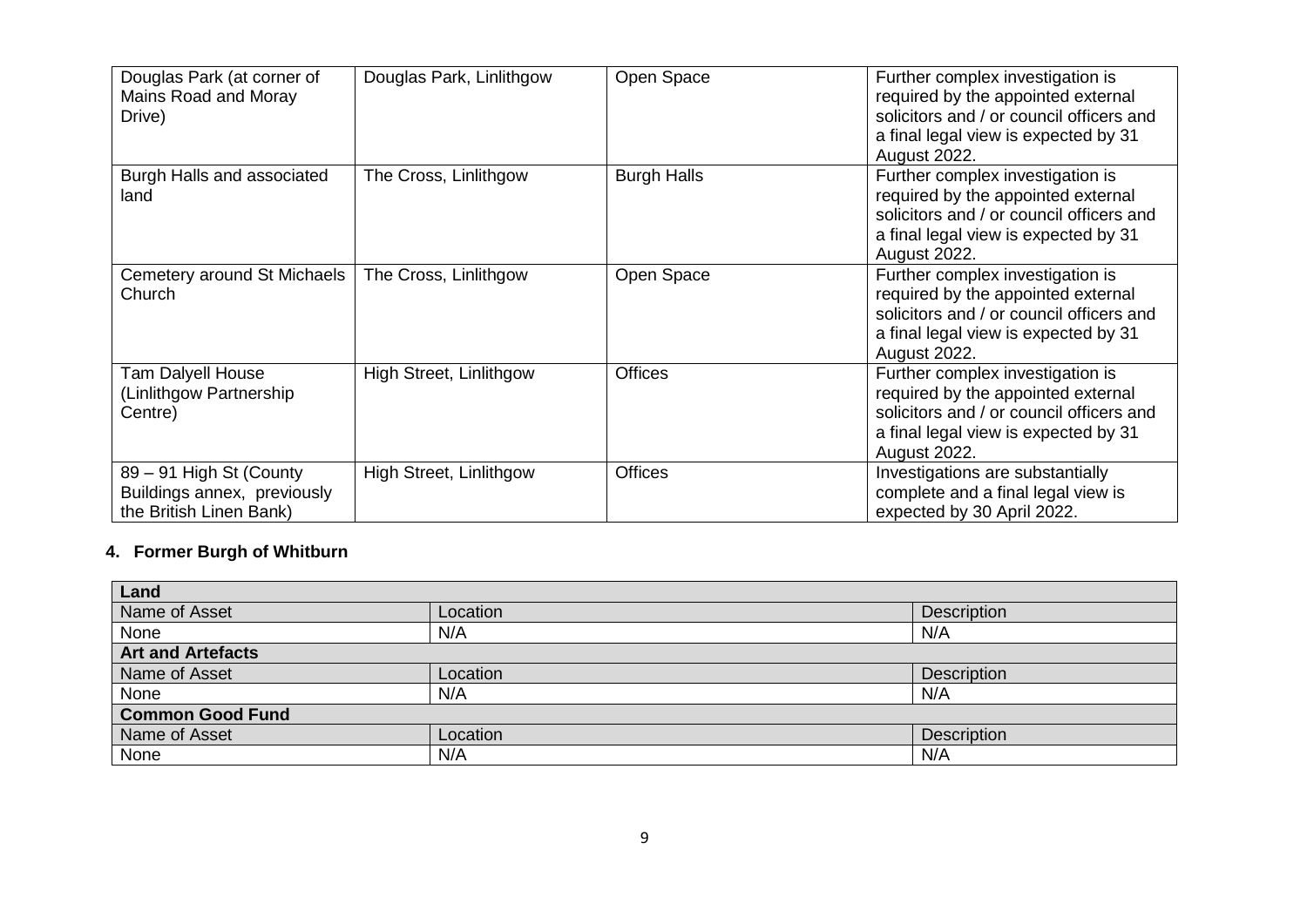| | | | |
|---|---|---|---|
| Douglas Park (at corner of Mains Road and Moray Drive) | Douglas Park, Linlithgow | Open Space | Further complex investigation is required by the appointed external solicitors and / or council officers and a final legal view is expected by 31 August 2022. |
| Burgh Halls and associated land | The Cross, Linlithgow | Burgh Halls | Further complex investigation is required by the appointed external solicitors and / or council officers and a final legal view is expected by 31 August 2022. |
| Cemetery around St Michaels Church | The Cross, Linlithgow | Open Space | Further complex investigation is required by the appointed external solicitors and / or council officers and a final legal view is expected by 31 August 2022. |
| Tam Dalyell House (Linlithgow Partnership Centre) | High Street, Linlithgow | Offices | Further complex investigation is required by the appointed external solicitors and / or council officers and a final legal view is expected by 31 August 2022. |
| 89 – 91 High St (County Buildings annex, previously the British Linen Bank) | High Street, Linlithgow | Offices | Investigations are substantially complete and a final legal view is expected by 30 April 2022. |

## 4. Former Burgh of Whitburn

| **Land** | | |
|---|---|---|
| Name of Asset | Location | Description |
| None | N/A | N/A |
| **Art and Artefacts** | | |
| Name of Asset | Location | Description |
| None | N/A | N/A |
| **Common Good Fund** | | |
| Name of Asset | Location | Description |
| None | N/A | N/A |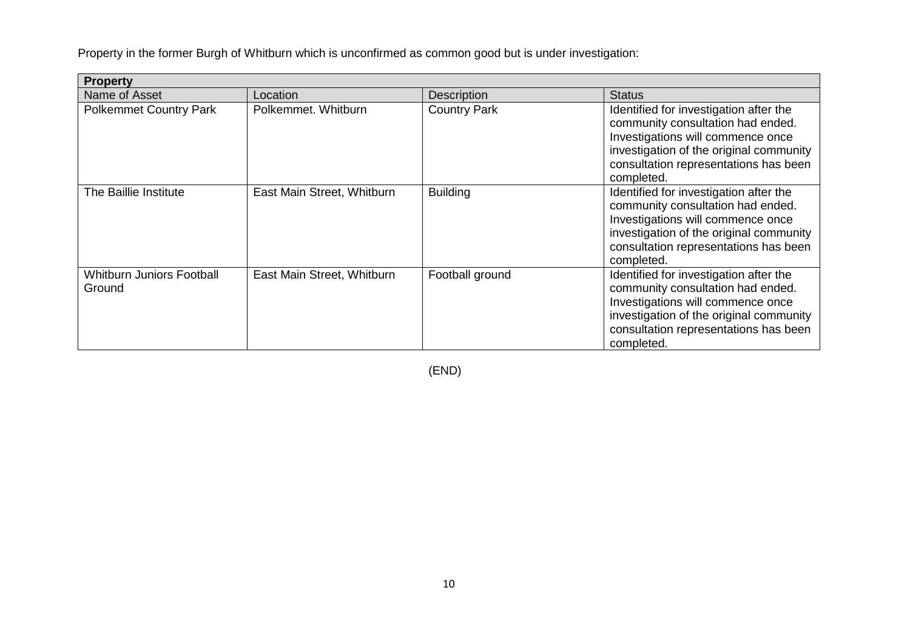Property in the former Burgh of Whitburn which is unconfirmed as common good but is under investigation:

| Property | | | |
|---|---|---|---|
| Name of Asset | Location | Description | Status |
| Polkemmet Country Park | Polkemmet. Whitburn | Country Park | Identified for investigation after the community consultation had ended. Investigations will commence once investigation of the original community consultation representations has been completed. |
| The Baillie Institute | East Main Street, Whitburn | Building | Identified for investigation after the community consultation had ended. Investigations will commence once investigation of the original community consultation representations has been completed. |
| Whitburn Juniors Football Ground | East Main Street, Whitburn | Football ground | Identified for investigation after the community consultation had ended. Investigations will commence once investigation of the original community consultation representations has been completed. |

(END)